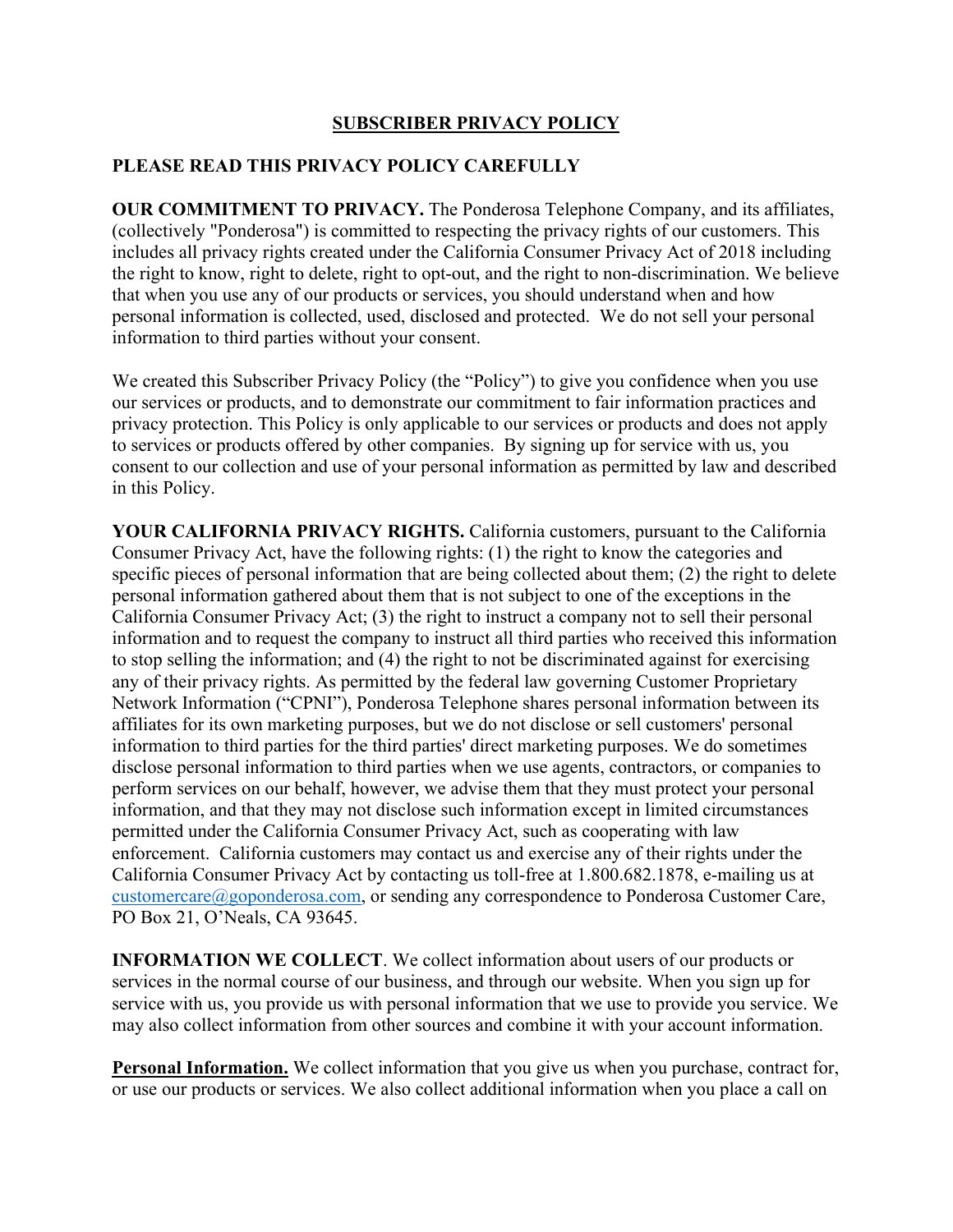# SUBSCRIBER PRIVACY POLICY

## PLEASE READ THIS PRIVACY POLICY CAREFULLY

**OUR COMMITMENT TO PRIVACY.** The Ponderosa Telephone Company, and its affiliates, (collectively "Ponderosa") is committed to respecting the privacy rights of our customers. This includes all privacy rights created under the California Consumer Privacy Act of 2018 including the right to know, right to delete, right to opt-out, and the right to non-discrimination. We believe that when you use any of our products or services, you should understand when and how personal information is collected, used, disclosed and protected. We do not sell your personal information to third parties without your consent.

We created this Subscriber Privacy Policy (the "Policy") to give you confidence when you use our services or products, and to demonstrate our commitment to fair information practices and privacy protection. This Policy is only applicable to our services or products and does not apply to services or products offered by other companies. By signing up for service with us, you consent to our collection and use of your personal information as permitted by law and described in this Policy.

**YOUR CALIFORNIA PRIVACY RIGHTS.** California customers, pursuant to the California Consumer Privacy Act, have the following rights: (1) the right to know the categories and specific pieces of personal information that are being collected about them; (2) the right to delete personal information gathered about them that is not subject to one of the exceptions in the California Consumer Privacy Act; (3) the right to instruct a company not to sell their personal information and to request the company to instruct all third parties who received this information to stop selling the information; and (4) the right to not be discriminated against for exercising any of their privacy rights. As permitted by the federal law governing Customer Proprietary Network Information ("CPNI"), Ponderosa Telephone shares personal information between its affiliates for its own marketing purposes, but we do not disclose or sell customers' personal information to third parties for the third parties' direct marketing purposes. We do sometimes disclose personal information to third parties when we use agents, contractors, or companies to perform services on our behalf, however, we advise them that they must protect your personal information, and that they may not disclose such information except in limited circumstances permitted under the California Consumer Privacy Act, such as cooperating with law enforcement. California customers may contact us and exercise any of their rights under the California Consumer Privacy Act by contacting us toll-free at 1.800.682.1878, e-mailing us at customercare@goponderosa.com, or sending any correspondence to Ponderosa Customer Care, PO Box 21, O'Neals, CA 93645.

**INFORMATION WE COLLECT**. We collect information about users of our products or services in the normal course of our business, and through our website. When you sign up for service with us, you provide us with personal information that we use to provide you service. We may also collect information from other sources and combine it with your account information.

**Personal Information.** We collect information that you give us when you purchase, contract for, or use our products or services. We also collect additional information when you place a call on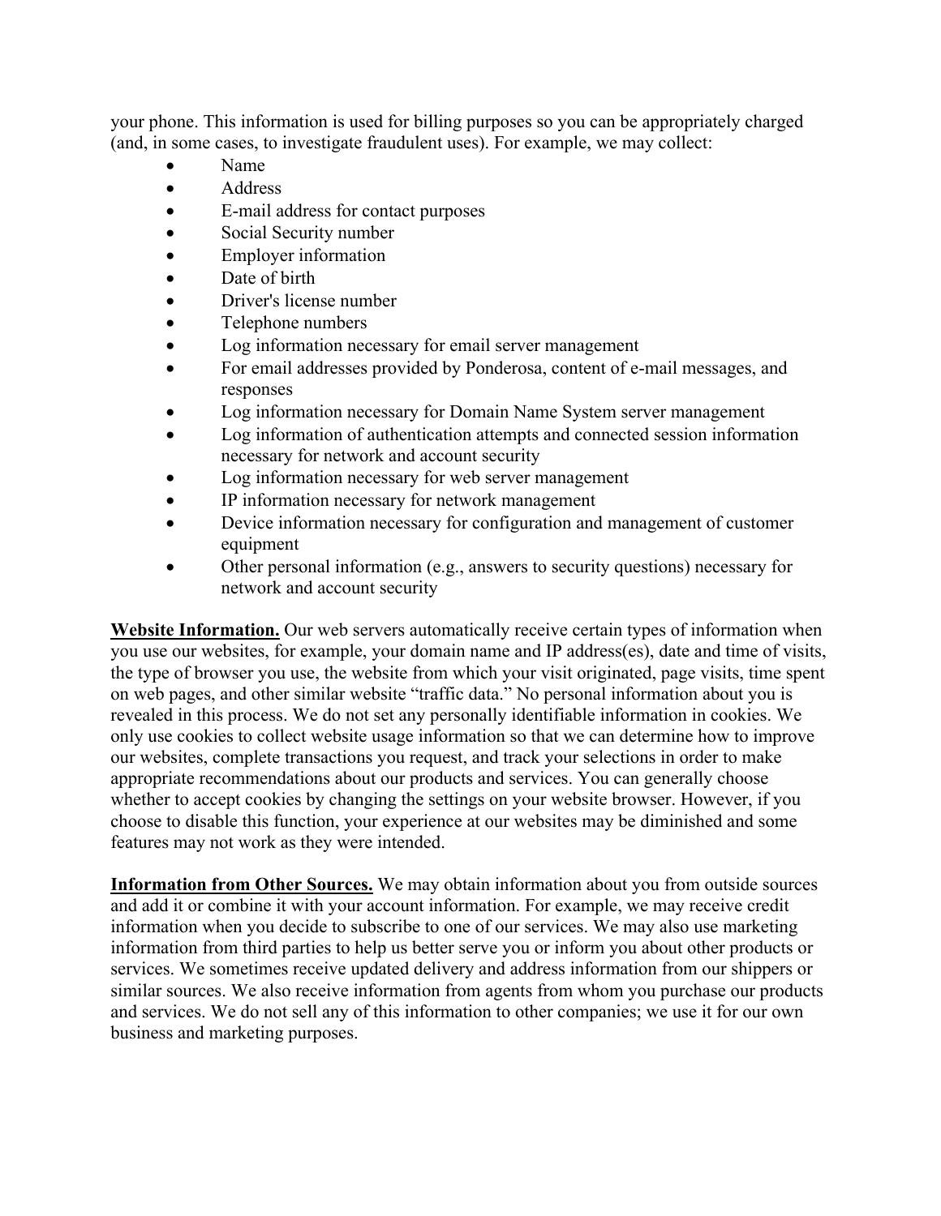your phone. This information is used for billing purposes so you can be appropriately charged (and, in some cases, to investigate fraudulent uses). For example, we may collect:

- Name
- Address
- E-mail address for contact purposes
- Social Security number
- Employer information
- Date of birth
- Driver's license number
- Telephone numbers
- Log information necessary for email server management
- For email addresses provided by Ponderosa, content of e-mail messages, and responses
- Log information necessary for Domain Name System server management
- Log information of authentication attempts and connected session information necessary for network and account security
- Log information necessary for web server management
- IP information necessary for network management
- Device information necessary for configuration and management of customer equipment
- Other personal information (e.g., answers to security questions) necessary for network and account security

**Website Information.** Our web servers automatically receive certain types of information when you use our websites, for example, your domain name and IP address(es), date and time of visits, the type of browser you use, the website from which your visit originated, page visits, time spent on web pages, and other similar website "traffic data." No personal information about you is revealed in this process. We do not set any personally identifiable information in cookies. We only use cookies to collect website usage information so that we can determine how to improve our websites, complete transactions you request, and track your selections in order to make appropriate recommendations about our products and services. You can generally choose whether to accept cookies by changing the settings on your website browser. However, if you choose to disable this function, your experience at our websites may be diminished and some features may not work as they were intended.

**Information from Other Sources.** We may obtain information about you from outside sources and add it or combine it with your account information. For example, we may receive credit information when you decide to subscribe to one of our services. We may also use marketing information from third parties to help us better serve you or inform you about other products or services. We sometimes receive updated delivery and address information from our shippers or similar sources. We also receive information from agents from whom you purchase our products and services. We do not sell any of this information to other companies; we use it for our own business and marketing purposes.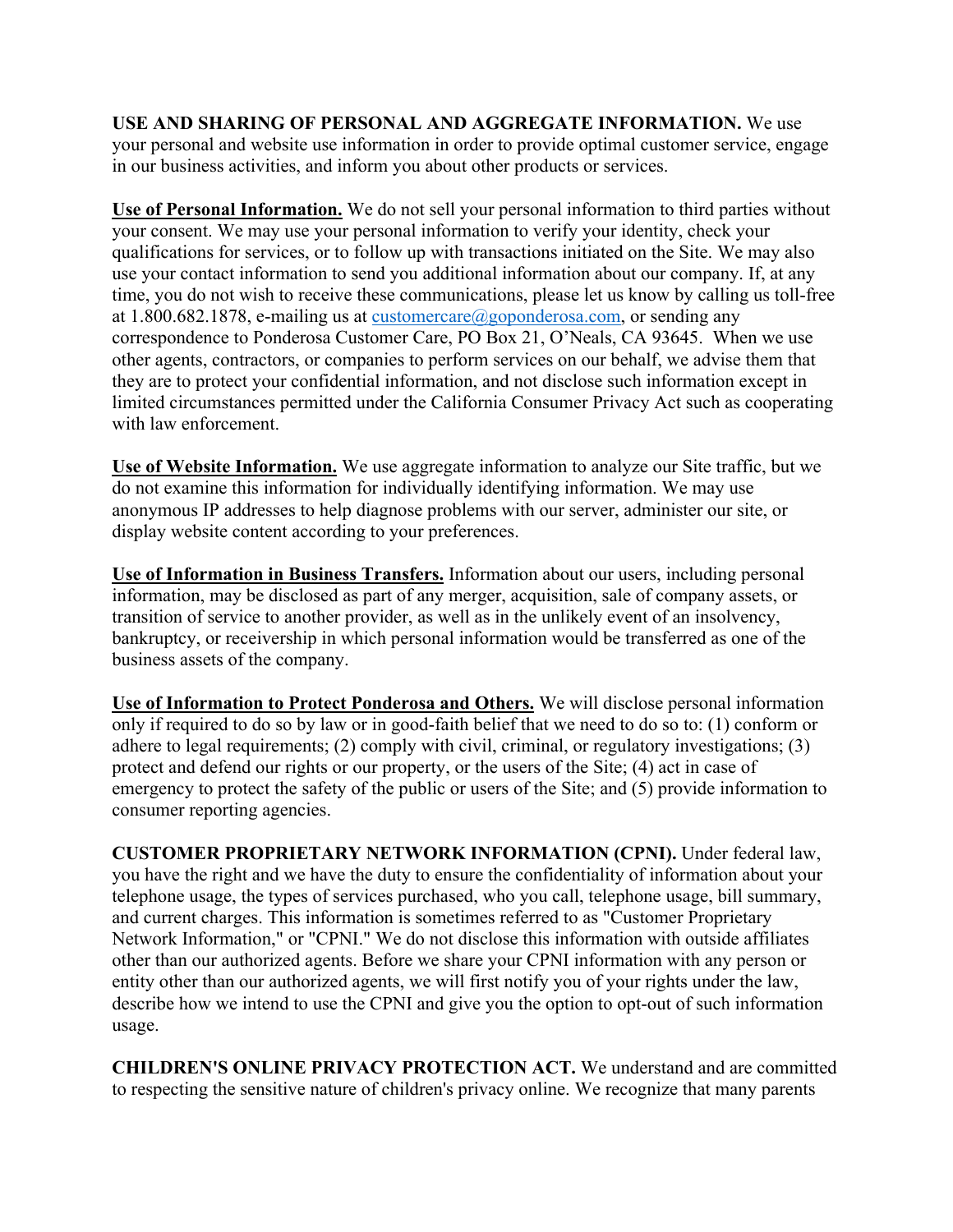**USE AND SHARING OF PERSONAL AND AGGREGATE INFORMATION.** We use your personal and website use information in order to provide optimal customer service, engage in our business activities, and inform you about other products or services.

**Use of Personal Information.** We do not sell your personal information to third parties without your consent. We may use your personal information to verify your identity, check your qualifications for services, or to follow up with transactions initiated on the Site. We may also use your contact information to send you additional information about our company. If, at any time, you do not wish to receive these communications, please let us know by calling us toll-free at 1.800.682.1878, e-mailing us at customercare@goponderosa.com, or sending any correspondence to Ponderosa Customer Care, PO Box 21, O'Neals, CA 93645. When we use other agents, contractors, or companies to perform services on our behalf, we advise them that they are to protect your confidential information, and not disclose such information except in limited circumstances permitted under the California Consumer Privacy Act such as cooperating with law enforcement.

**Use of Website Information.** We use aggregate information to analyze our Site traffic, but we do not examine this information for individually identifying information. We may use anonymous IP addresses to help diagnose problems with our server, administer our site, or display website content according to your preferences.

**Use of Information in Business Transfers.** Information about our users, including personal information, may be disclosed as part of any merger, acquisition, sale of company assets, or transition of service to another provider, as well as in the unlikely event of an insolvency, bankruptcy, or receivership in which personal information would be transferred as one of the business assets of the company.

**Use of Information to Protect Ponderosa and Others.** We will disclose personal information only if required to do so by law or in good-faith belief that we need to do so to: (1) conform or adhere to legal requirements; (2) comply with civil, criminal, or regulatory investigations; (3) protect and defend our rights or our property, or the users of the Site; (4) act in case of emergency to protect the safety of the public or users of the Site; and (5) provide information to consumer reporting agencies.

**CUSTOMER PROPRIETARY NETWORK INFORMATION (CPNI).** Under federal law, you have the right and we have the duty to ensure the confidentiality of information about your telephone usage, the types of services purchased, who you call, telephone usage, bill summary, and current charges. This information is sometimes referred to as "Customer Proprietary Network Information," or "CPNI." We do not disclose this information with outside affiliates other than our authorized agents. Before we share your CPNI information with any person or entity other than our authorized agents, we will first notify you of your rights under the law, describe how we intend to use the CPNI and give you the option to opt-out of such information usage.

**CHILDREN'S ONLINE PRIVACY PROTECTION ACT.** We understand and are committed to respecting the sensitive nature of children's privacy online. We recognize that many parents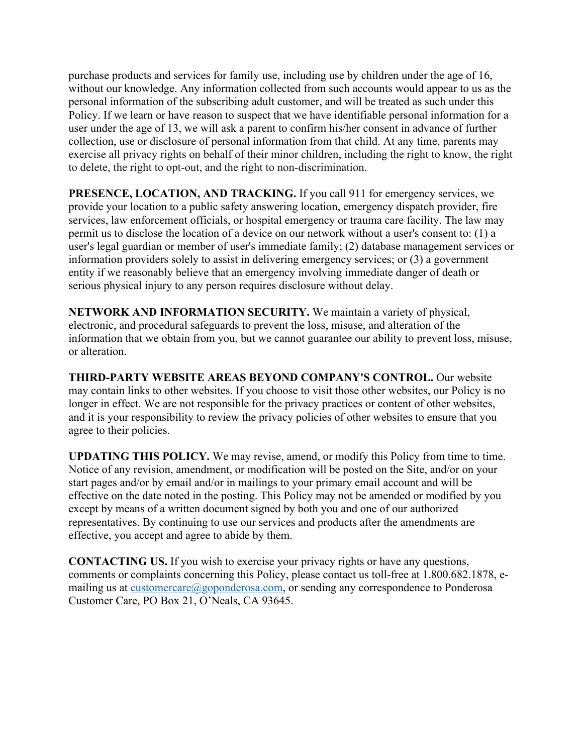purchase products and services for family use, including use by children under the age of 16, without our knowledge. Any information collected from such accounts would appear to us as the personal information of the subscribing adult customer, and will be treated as such under this Policy. If we learn or have reason to suspect that we have identifiable personal information for a user under the age of 13, we will ask a parent to confirm his/her consent in advance of further collection, use or disclosure of personal information from that child. At any time, parents may exercise all privacy rights on behalf of their minor children, including the right to know, the right to delete, the right to opt-out, and the right to non-discrimination.

**PRESENCE, LOCATION, AND TRACKING.** If you call 911 for emergency services, we provide your location to a public safety answering location, emergency dispatch provider, fire services, law enforcement officials, or hospital emergency or trauma care facility. The law may permit us to disclose the location of a device on our network without a user's consent to: (1) a user's legal guardian or member of user's immediate family; (2) database management services or information providers solely to assist in delivering emergency services; or (3) a government entity if we reasonably believe that an emergency involving immediate danger of death or serious physical injury to any person requires disclosure without delay.

**NETWORK AND INFORMATION SECURITY.** We maintain a variety of physical, electronic, and procedural safeguards to prevent the loss, misuse, and alteration of the information that we obtain from you, but we cannot guarantee our ability to prevent loss, misuse, or alteration.

**THIRD-PARTY WEBSITE AREAS BEYOND COMPANY'S CONTROL.** Our website may contain links to other websites. If you choose to visit those other websites, our Policy is no longer in effect. We are not responsible for the privacy practices or content of other websites, and it is your responsibility to review the privacy policies of other websites to ensure that you agree to their policies.

**UPDATING THIS POLICY.** We may revise, amend, or modify this Policy from time to time. Notice of any revision, amendment, or modification will be posted on the Site, and/or on your start pages and/or by email and/or in mailings to your primary email account and will be effective on the date noted in the posting. This Policy may not be amended or modified by you except by means of a written document signed by both you and one of our authorized representatives. By continuing to use our services and products after the amendments are effective, you accept and agree to abide by them.

**CONTACTING US.** If you wish to exercise your privacy rights or have any questions, comments or complaints concerning this Policy, please contact us toll-free at 1.800.682.1878, e-mailing us at [customercare@goponderosa.com](mailto:customercare@goponderosa.com), or sending any correspondence to Ponderosa Customer Care, PO Box 21, O'Neals, CA 93645.